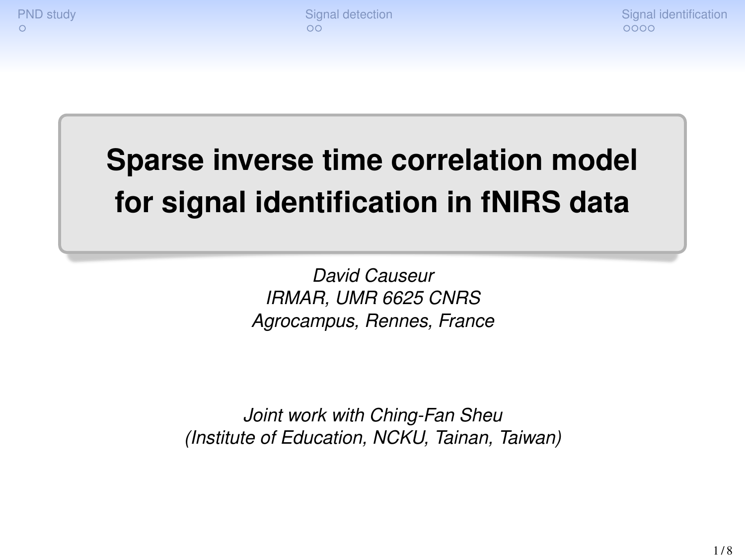# Sparse inverse time correlation model for signal identification in fNIRS data

*David Causeur*
*IRMAR, UMR 6625 CNRS*
*Agrocampus, Rennes, France*

*Joint work with Ching-Fan Sheu*
*(Institute of Education, NCKU, Tainan, Taiwan)*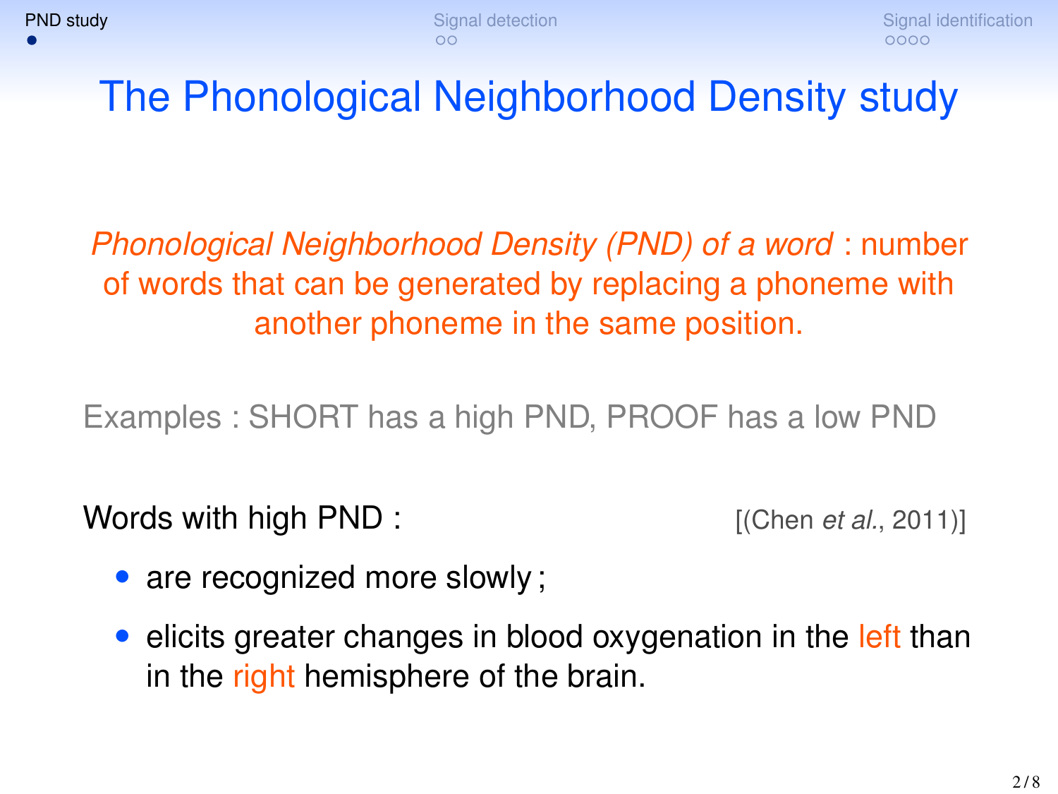# The Phonological Neighborhood Density study

*Phonological Neighborhood Density (PND) of a word* : number of words that can be generated by replacing a phoneme with another phoneme in the same position.

Examples : SHORT has a high PND, PROOF has a low PND

Words with high PND : [(Chen *et al.*, 2011)]

- are recognized more slowly ;
- elicits greater changes in blood oxygenation in the left than in the right hemisphere of the brain.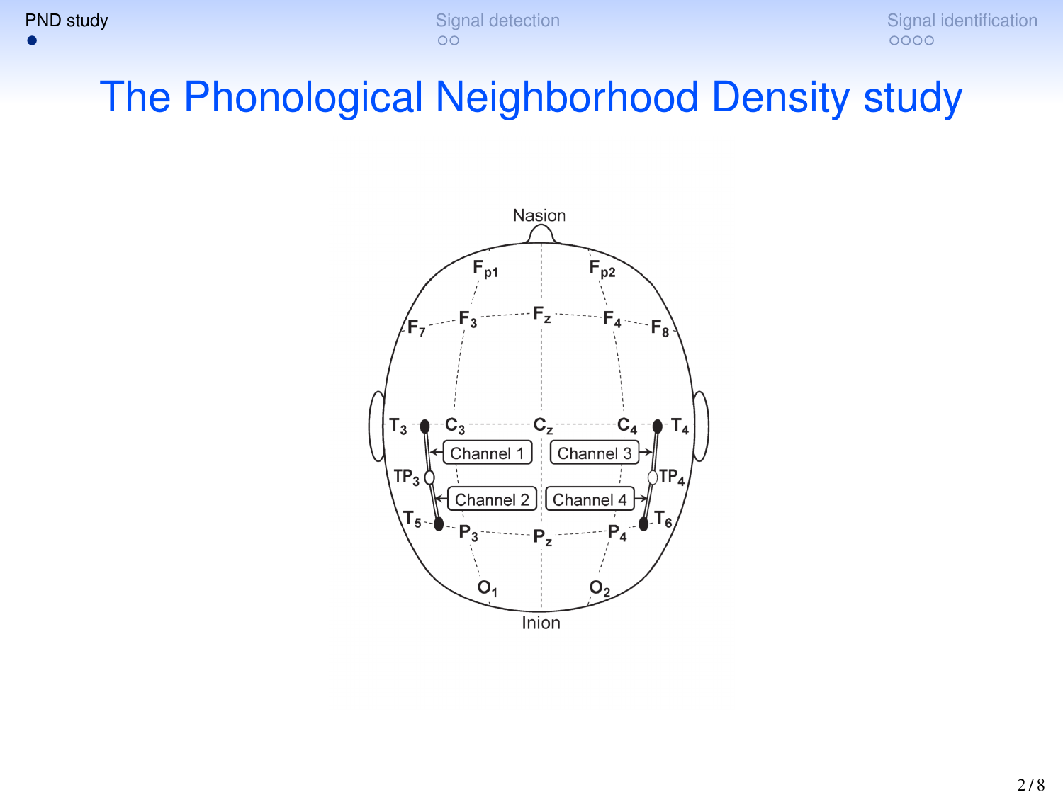# The Phonological Neighborhood Density study

Nasion

$F_{p1}$ $F_{p2}$

$F_7$ $F_3$ $F_z$ $F_4$ $F_8$

$T_3$ $C_3$ $C_z$ $C_4$ $T_4$

Channel 1 Channel 3

$TP_3$ $TP_4$

Channel 2 Channel 4

$T_5$ $P_3$ $P_z$ $P_4$ $T_6$

$O_1$ $O_2$

Inion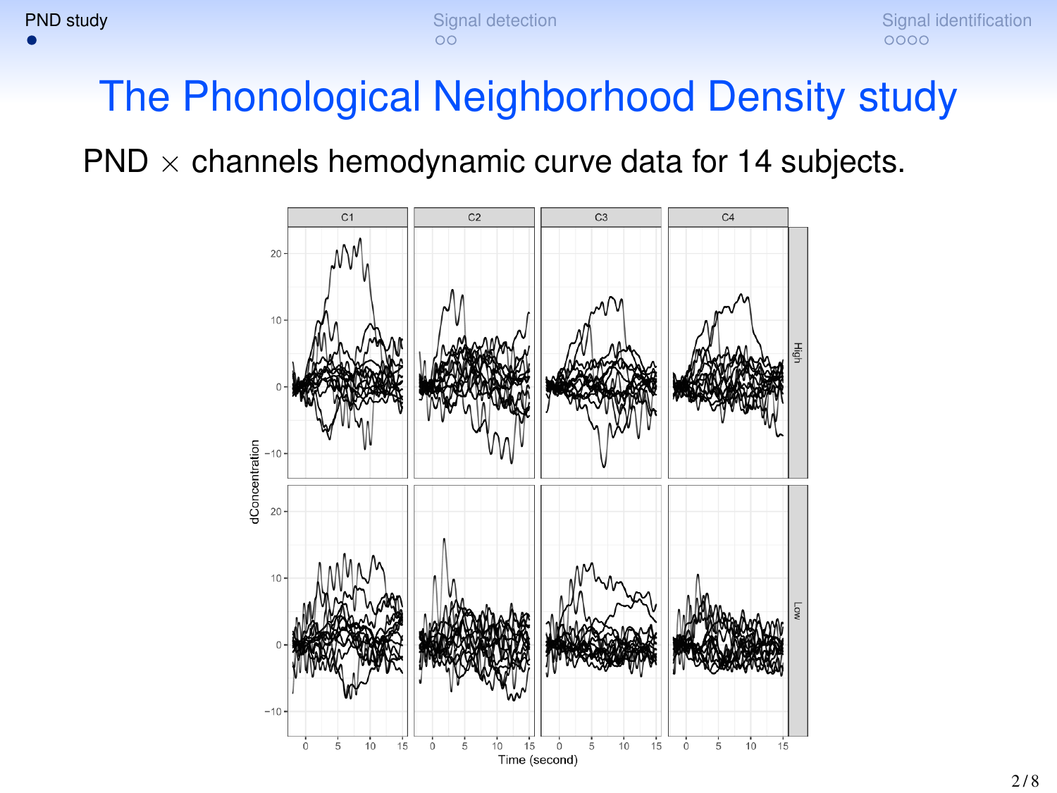# The Phonological Neighborhood Density study

PND $\times$ channels hemodynamic curve data for 14 subjects.

C1

C2

C3

C4

High

Low

dConcentration

20

10

0

−10

0

5

10

15

Time (second)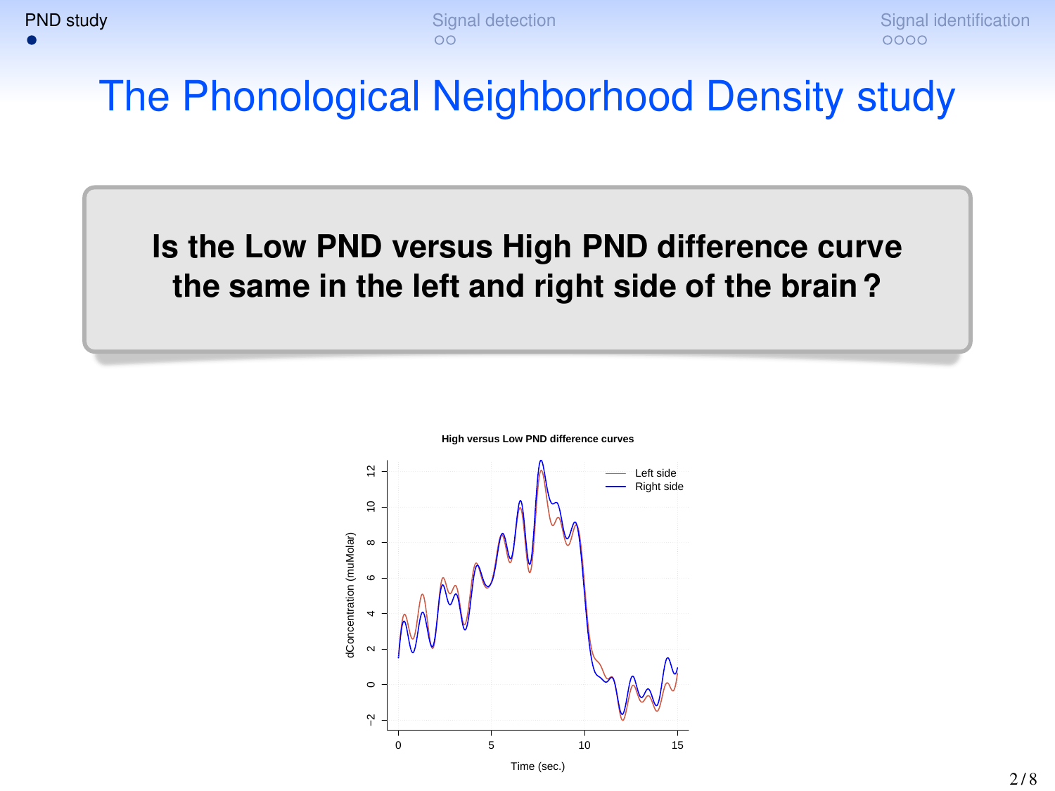# The Phonological Neighborhood Density study

**Is the Low PND versus High PND difference curve the same in the left and right side of the brain ?**

High versus Low PND difference curves

Left side
Right side

dConcentration (muMolar)

−2
0
2
4
6
8
10
12

0
5
10
15

Time (sec.)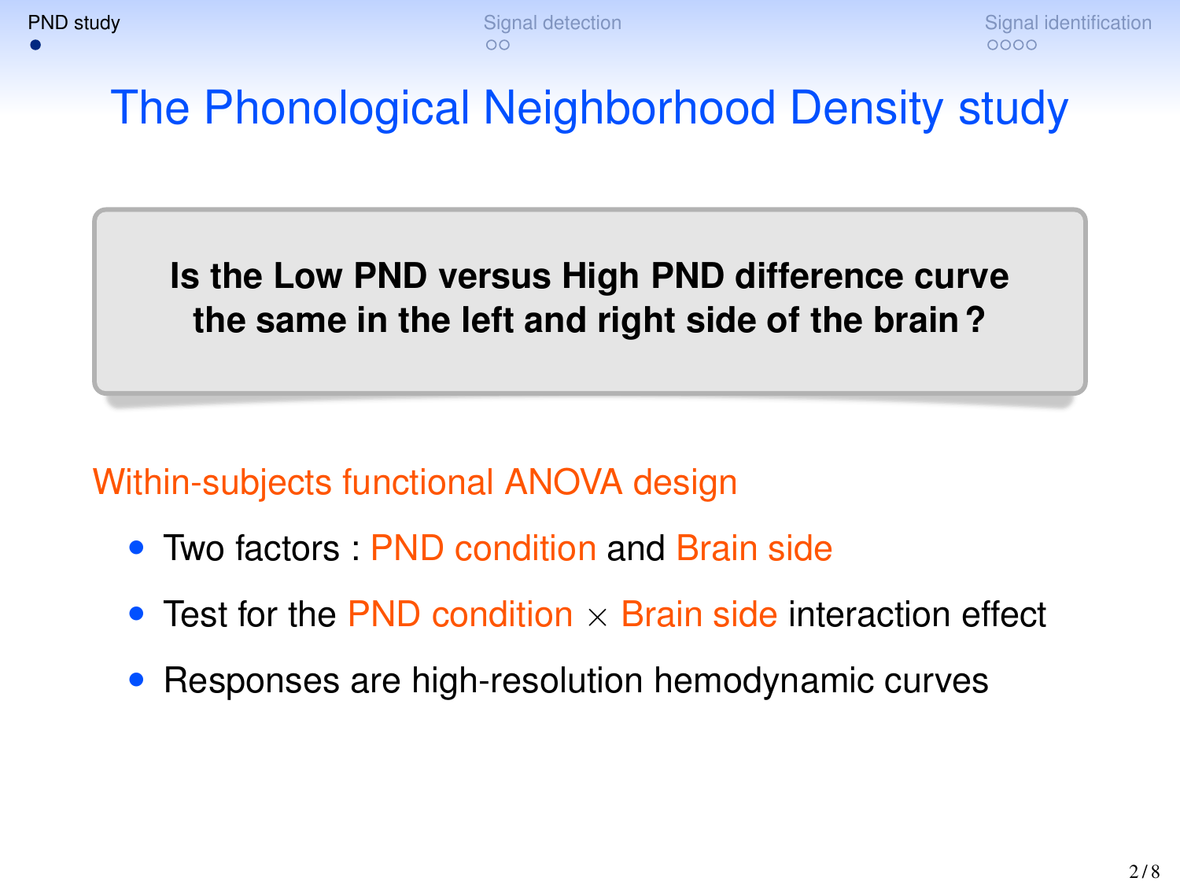# The Phonological Neighborhood Density study

**Is the Low PND versus High PND difference curve the same in the left and right side of the brain ?**

Within-subjects functional ANOVA design

- Two factors : PND condition and Brain side
- Test for the PND condition $\times$ Brain side interaction effect
- Responses are high-resolution hemodynamic curves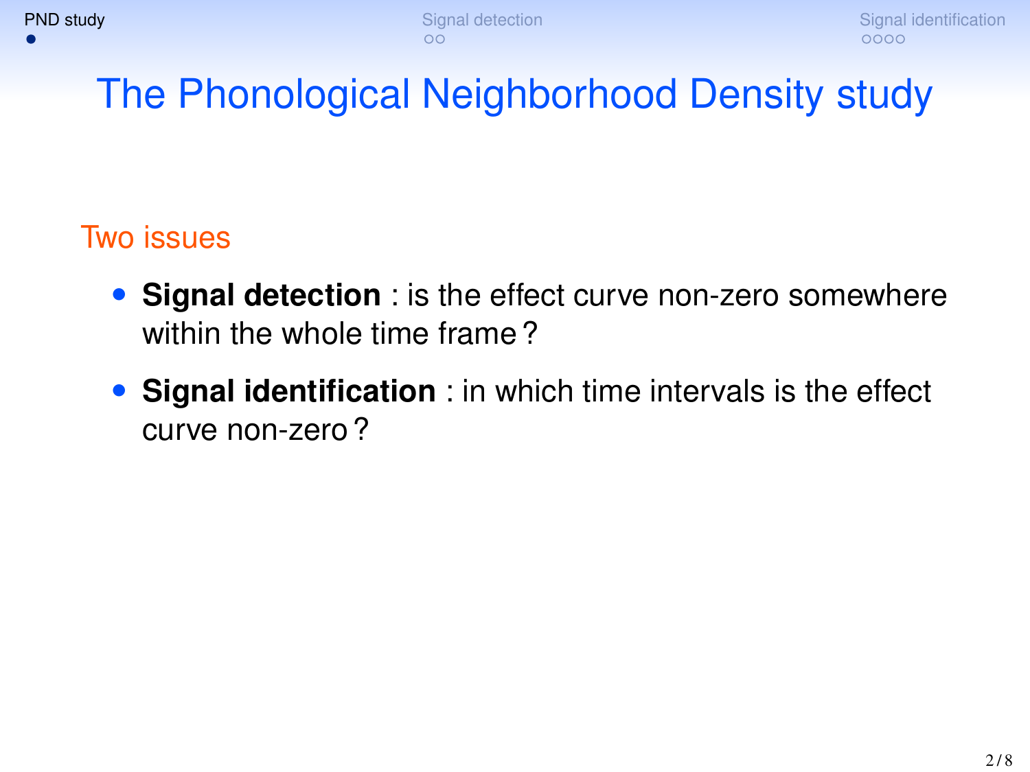# The Phonological Neighborhood Density study

## Two issues

- **Signal detection** : is the effect curve non-zero somewhere within the whole time frame ?
- **Signal identification** : in which time intervals is the effect curve non-zero ?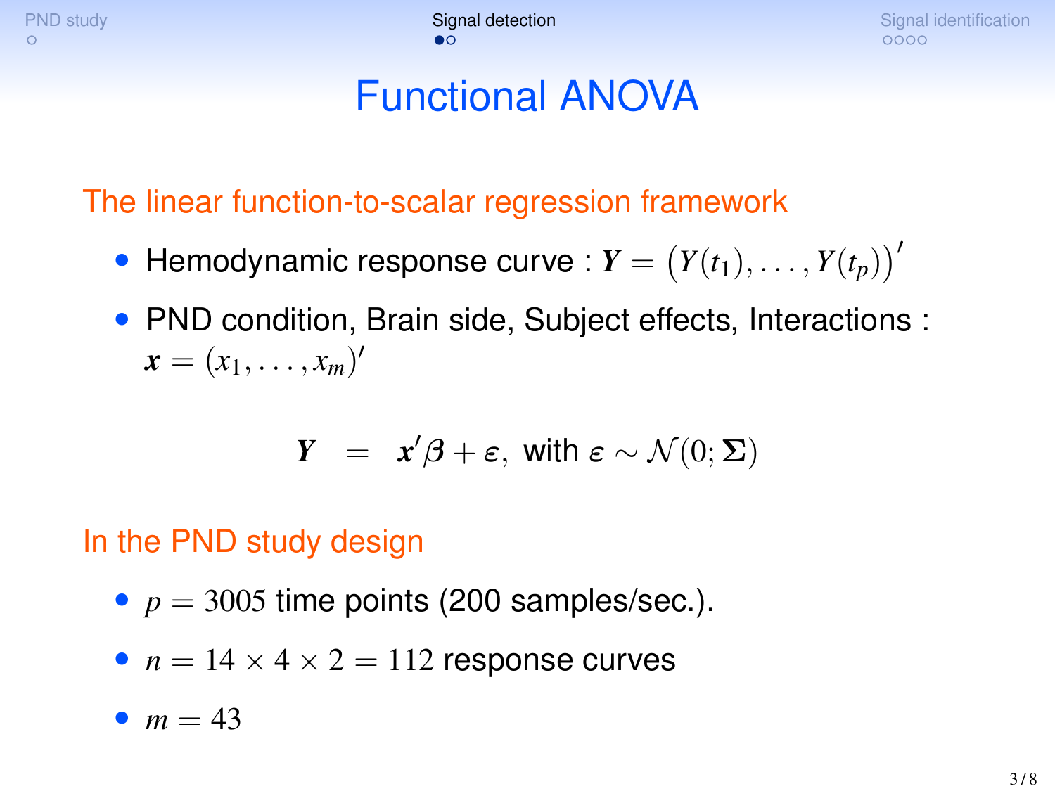# Functional ANOVA

## The linear function-to-scalar regression framework

- Hemodynamic response curve : $\boldsymbol{Y} = \big(Y(t_1), \ldots, Y(t_p)\big)'$
- PND condition, Brain side, Subject effects, Interactions : $\boldsymbol{x} = (x_1, \ldots, x_m)'$

$$\boldsymbol{Y} \;=\; \boldsymbol{x}'\boldsymbol{\beta} + \varepsilon, \text{ with } \varepsilon \sim \mathcal{N}(0; \boldsymbol{\Sigma})$$

## In the PND study design

- $p = 3005$ time points (200 samples/sec.).
- $n = 14 \times 4 \times 2 = 112$ response curves
- $m = 43$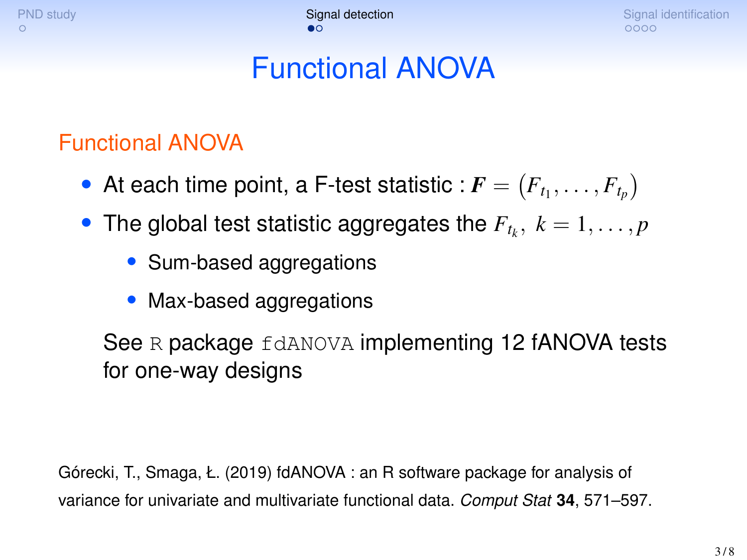# Functional ANOVA

## Functional ANOVA

- At each time point, a F-test statistic : $\boldsymbol{F} = \left(F_{t_1}, \ldots, F_{t_p}\right)$
- The global test statistic aggregates the $F_{t_k},\ k = 1, \ldots, p$
  - Sum-based aggregations
  - Max-based aggregations

  See `R` package `fdANOVA` implementing 12 fANOVA tests for one-way designs

Górecki, T., Smaga, Ł. (2019) fdANOVA : an R software package for analysis of variance for univariate and multivariate functional data. *Comput Stat* **34**, 571–597.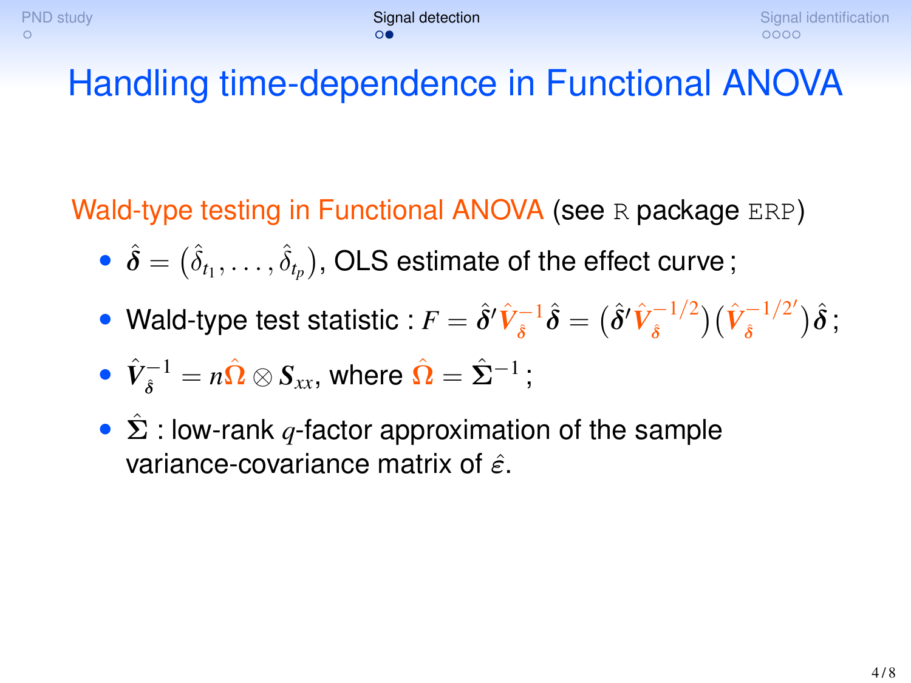# Handling time-dependence in Functional ANOVA

Wald-type testing in Functional ANOVA (see `R` package `ERP`)

- $\hat{\boldsymbol{\delta}} = \left(\hat{\delta}_{t_1}, \ldots, \hat{\delta}_{t_p}\right)$, OLS estimate of the effect curve ;
- Wald-type test statistic : $F = \hat{\boldsymbol{\delta}}' \hat{\boldsymbol{V}}_{\hat{\boldsymbol{\delta}}}^{-1} \hat{\boldsymbol{\delta}} = \left(\hat{\boldsymbol{\delta}}' \hat{\boldsymbol{V}}_{\hat{\boldsymbol{\delta}}}^{-1/2}\right)\left(\hat{\boldsymbol{V}}_{\hat{\boldsymbol{\delta}}}^{-1/2'}\right) \hat{\boldsymbol{\delta}}$ ;
- $\hat{\boldsymbol{V}}_{\hat{\boldsymbol{\delta}}}^{-1} = n\hat{\boldsymbol{\Omega}} \otimes \boldsymbol{S}_{xx}$, where $\hat{\boldsymbol{\Omega}} = \hat{\boldsymbol{\Sigma}}^{-1}$ ;
- $\hat{\boldsymbol{\Sigma}}$ : low-rank $q$-factor approximation of the sample variance-covariance matrix of $\hat{\varepsilon}$.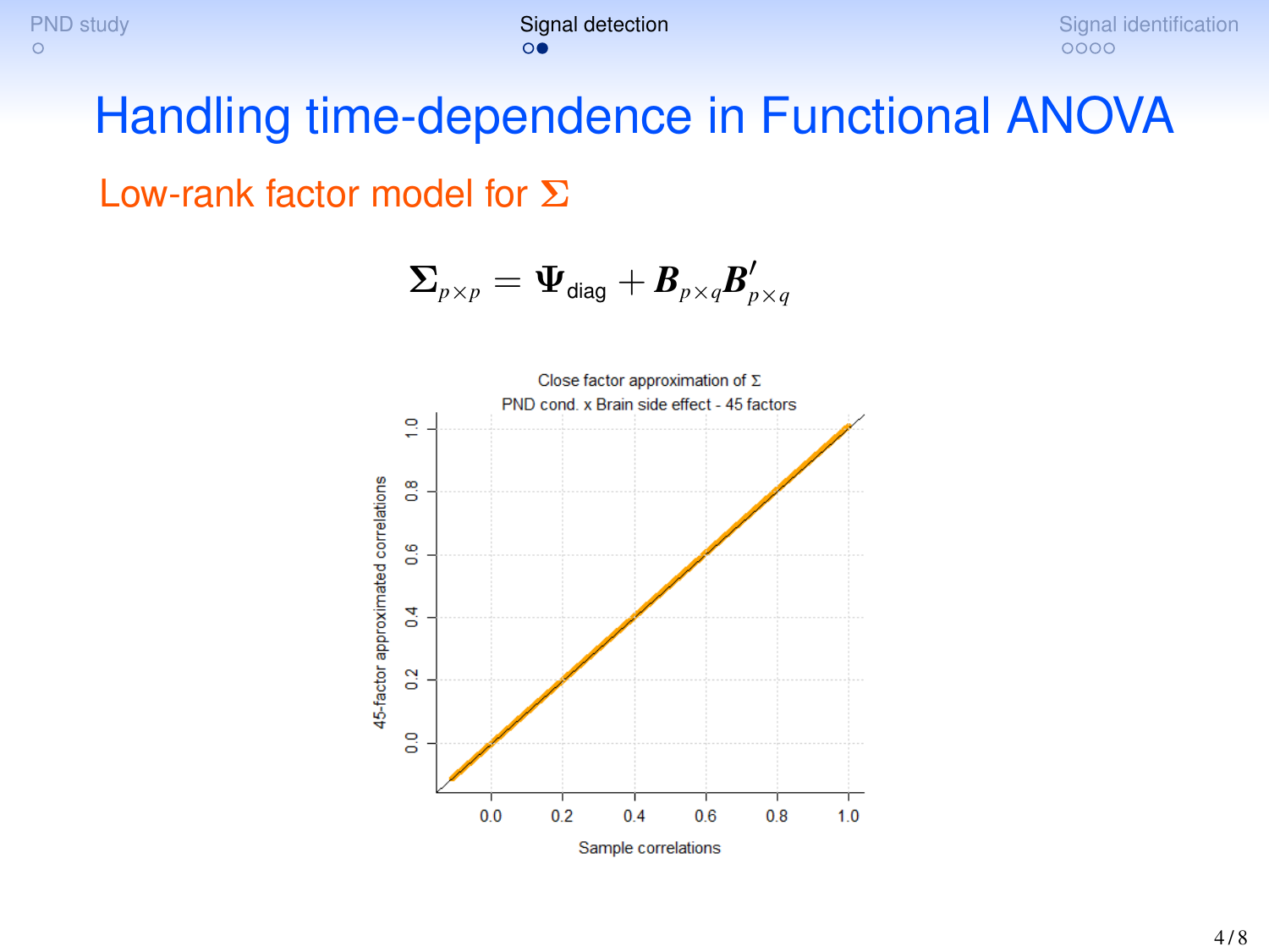# Handling time-dependence in Functional ANOVA

## Low-rank factor model for $\boldsymbol{\Sigma}$

$$\boldsymbol{\Sigma}_{p\times p} = \boldsymbol{\Psi}_{\text{diag}} + \boldsymbol{B}_{p\times q}\boldsymbol{B}'_{p\times q}$$

Close factor approximation of Σ
PND cond. x Brain side effect - 45 factors

45-factor approximated correlations

0.0
0.2
0.4
0.6
0.8
1.0

Sample correlations

0.0
0.2
0.4
0.6
0.8
1.0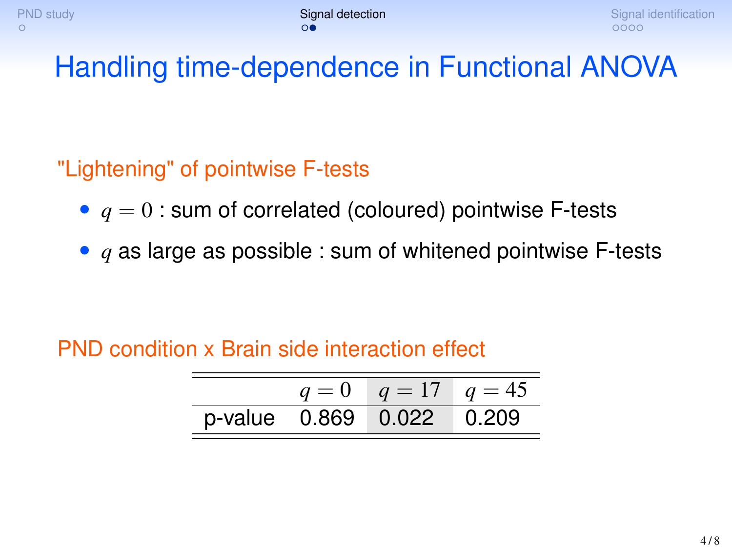# Handling time-dependence in Functional ANOVA

"Lightening" of pointwise F-tests

- $q = 0$ : sum of correlated (coloured) pointwise F-tests
- $q$ as large as possible : sum of whitened pointwise F-tests

PND condition x Brain side interaction effect

| | $q = 0$ | $q = 17$ | $q = 45$ |
|---|---|---|---|
| p-value | 0.869 | 0.022 | 0.209 |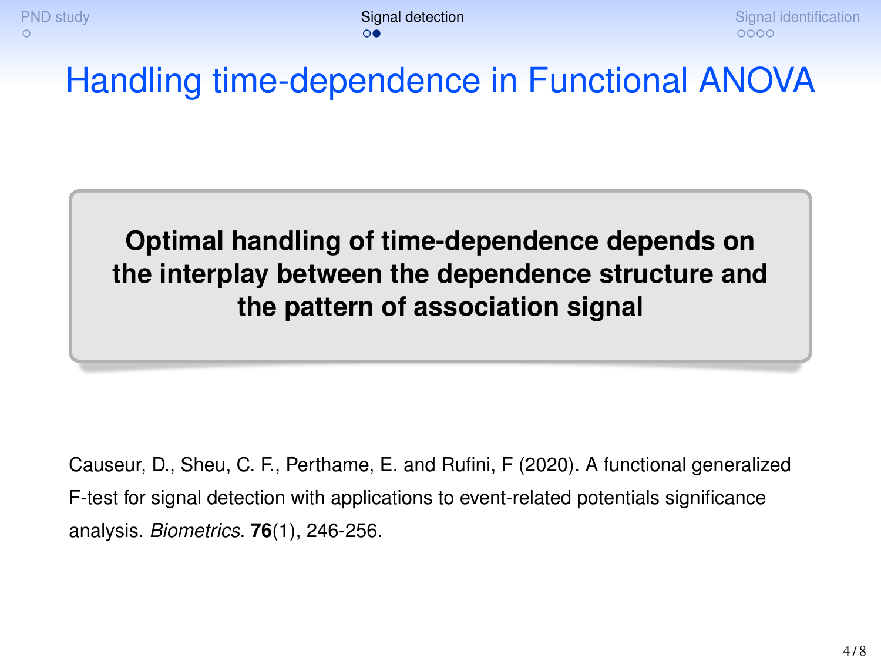# Handling time-dependence in Functional ANOVA

**Optimal handling of time-dependence depends on the interplay between the dependence structure and the pattern of association signal**

Causeur, D., Sheu, C. F., Perthame, E. and Rufini, F (2020). A functional generalized F-test for signal detection with applications to event-related potentials significance analysis. *Biometrics*. **76**(1), 246-256.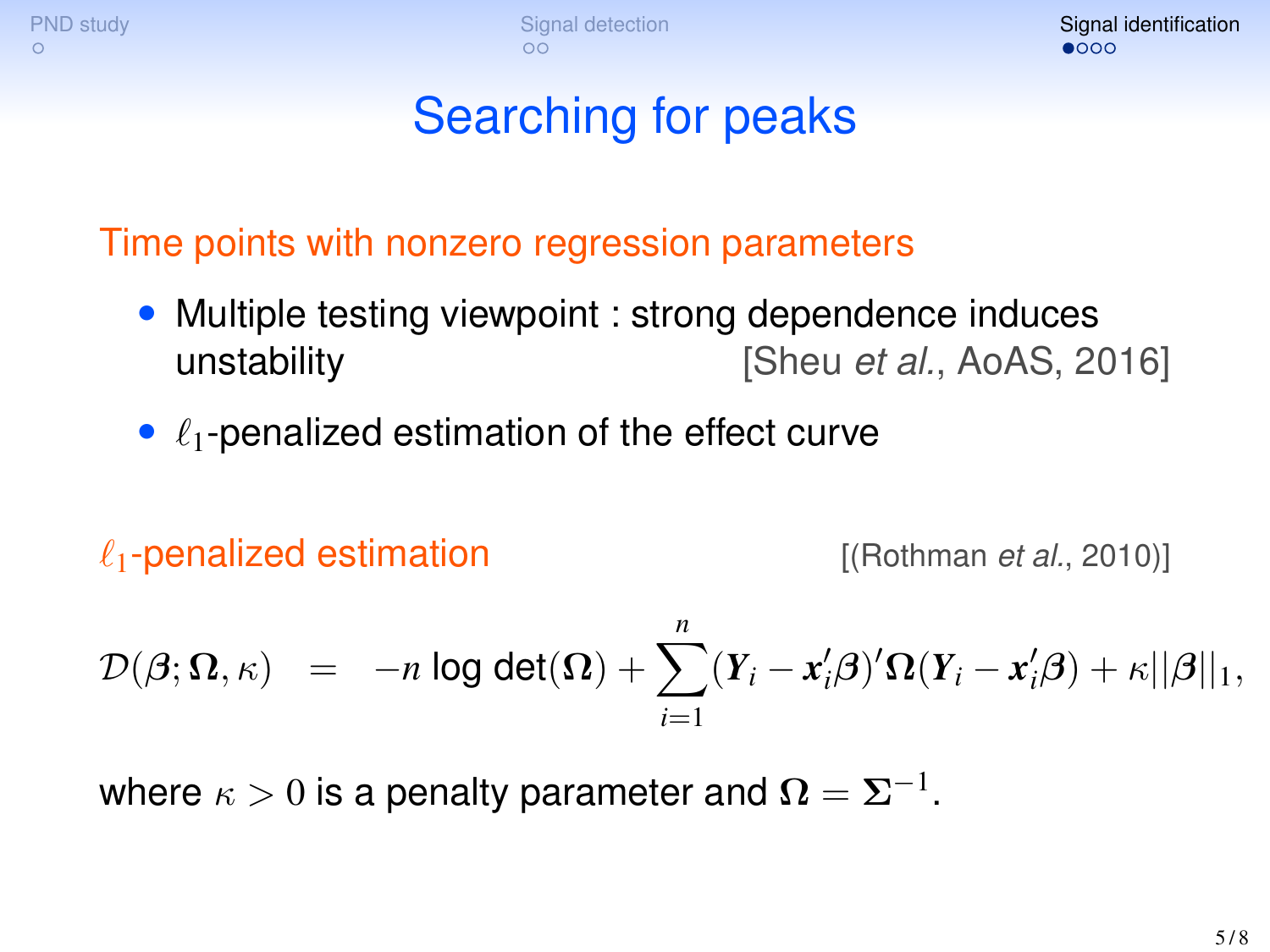# Searching for peaks

## Time points with nonzero regression parameters

- Multiple testing viewpoint : strong dependence induces unstability [Sheu *et al.*, AoAS, 2016]
- $\ell_1$-penalized estimation of the effect curve

## $\ell_1$-penalized estimation [(Rothman *et al.*, 2010)]

$$\mathcal{D}(\boldsymbol{\beta}; \boldsymbol{\Omega}, \kappa) = -n \log \det(\boldsymbol{\Omega}) + \sum_{i=1}^{n} (\boldsymbol{Y}_i - \boldsymbol{x}_i' \boldsymbol{\beta})' \boldsymbol{\Omega} (\boldsymbol{Y}_i - \boldsymbol{x}_i' \boldsymbol{\beta}) + \kappa ||\boldsymbol{\beta}||_1,$$

where $\kappa > 0$ is a penalty parameter and $\boldsymbol{\Omega} = \boldsymbol{\Sigma}^{-1}$.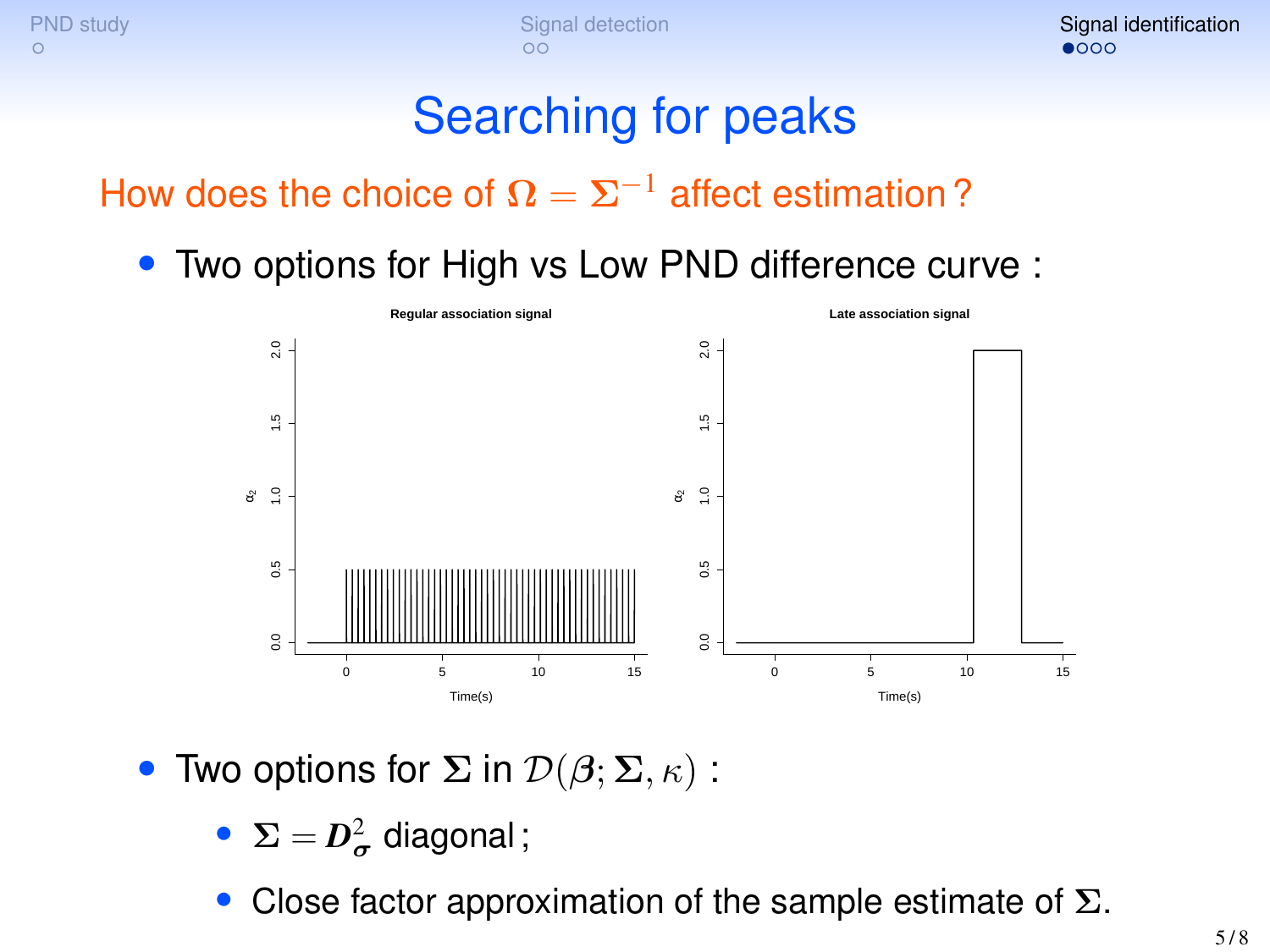# Searching for peaks

How does the choice of $\mathbf{\Omega} = \mathbf{\Sigma}^{-1}$ affect estimation ?

- Two options for High vs Low PND difference curve :

Regular association signal

$\alpha_2$

0.0
0.5
1.0
1.5
2.0

0
5
10
15

Time(s)

Late association signal

$\alpha_2$

0.0
0.5
1.0
1.5
2.0

0
5
10
15

Time(s)

- Two options for $\mathbf{\Sigma}$ in $\mathcal{D}(\boldsymbol{\beta}; \mathbf{\Sigma}, \kappa)$ :
  - $\mathbf{\Sigma} = \boldsymbol{D}_{\boldsymbol{\sigma}}^2$ diagonal ;
  - Close factor approximation of the sample estimate of $\mathbf{\Sigma}$.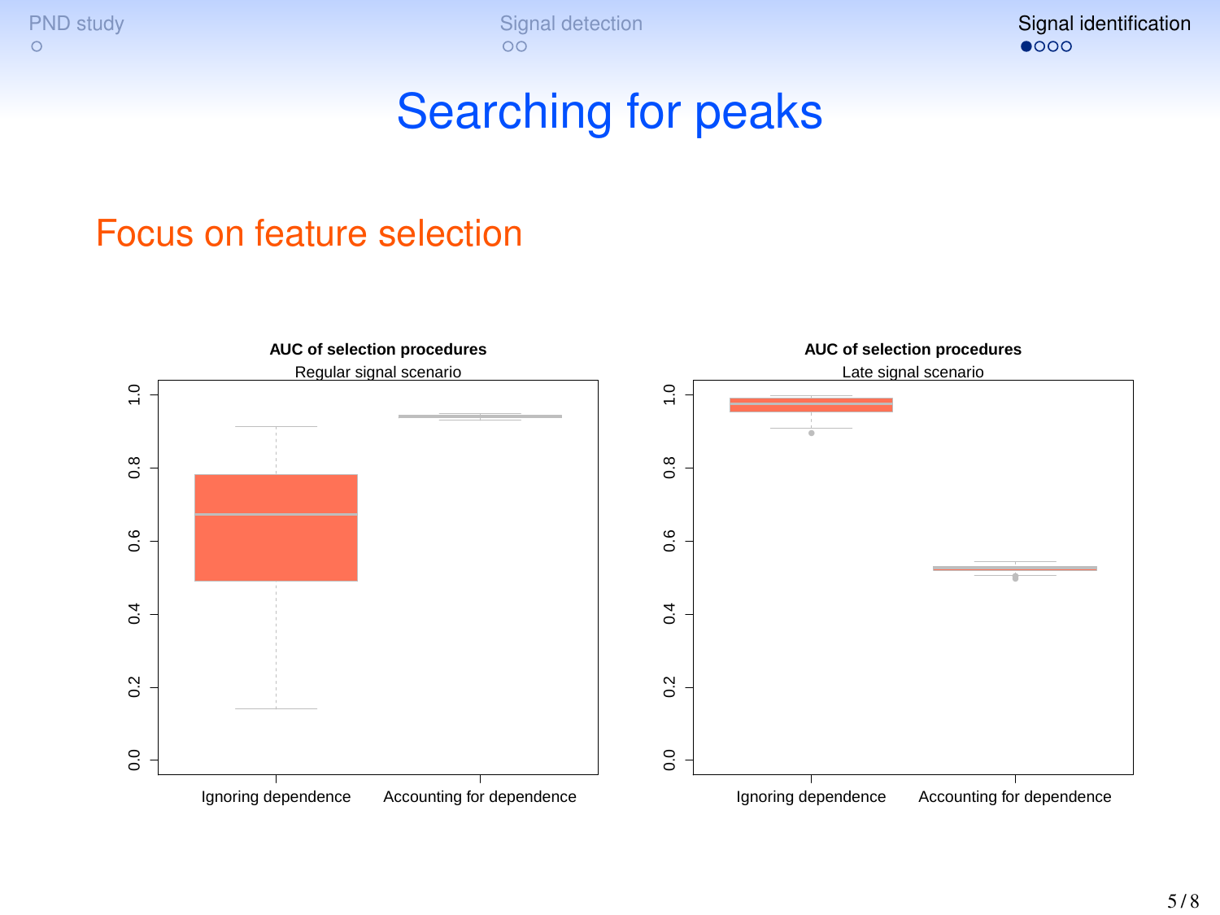# Searching for peaks

## Focus on feature selection

AUC of selection procedures
Regular signal scenario

1.0
0.8
0.6
0.4
0.2
0.0

Ignoring dependence
Accounting for dependence

AUC of selection procedures
Late signal scenario

1.0
0.8
0.6
0.4
0.2
0.0

Ignoring dependence
Accounting for dependence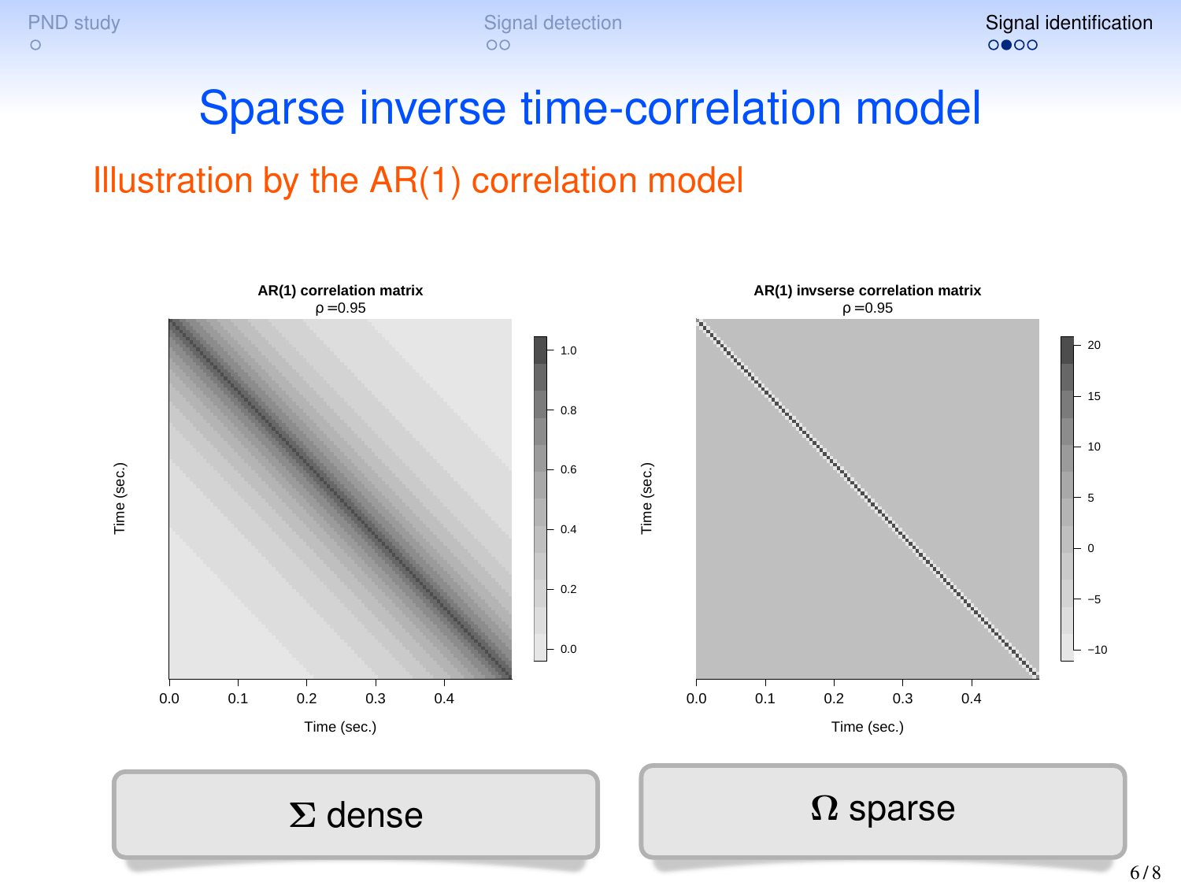# Sparse inverse time-correlation model

## Illustration by the AR(1) correlation model

**AR(1) correlation matrix**

$\rho = 0.95$

Time (sec.)

0.0 0.1 0.2 0.3 0.4

Time (sec.)

1.0 0.8 0.6 0.4 0.2 0.0

**AR(1) invserse correlation matrix**

$\rho = 0.95$

Time (sec.)

0.0 0.1 0.2 0.3 0.4

Time (sec.)

20 15 10 5 0 −5 −10

$\Sigma$ dense

$\Omega$ sparse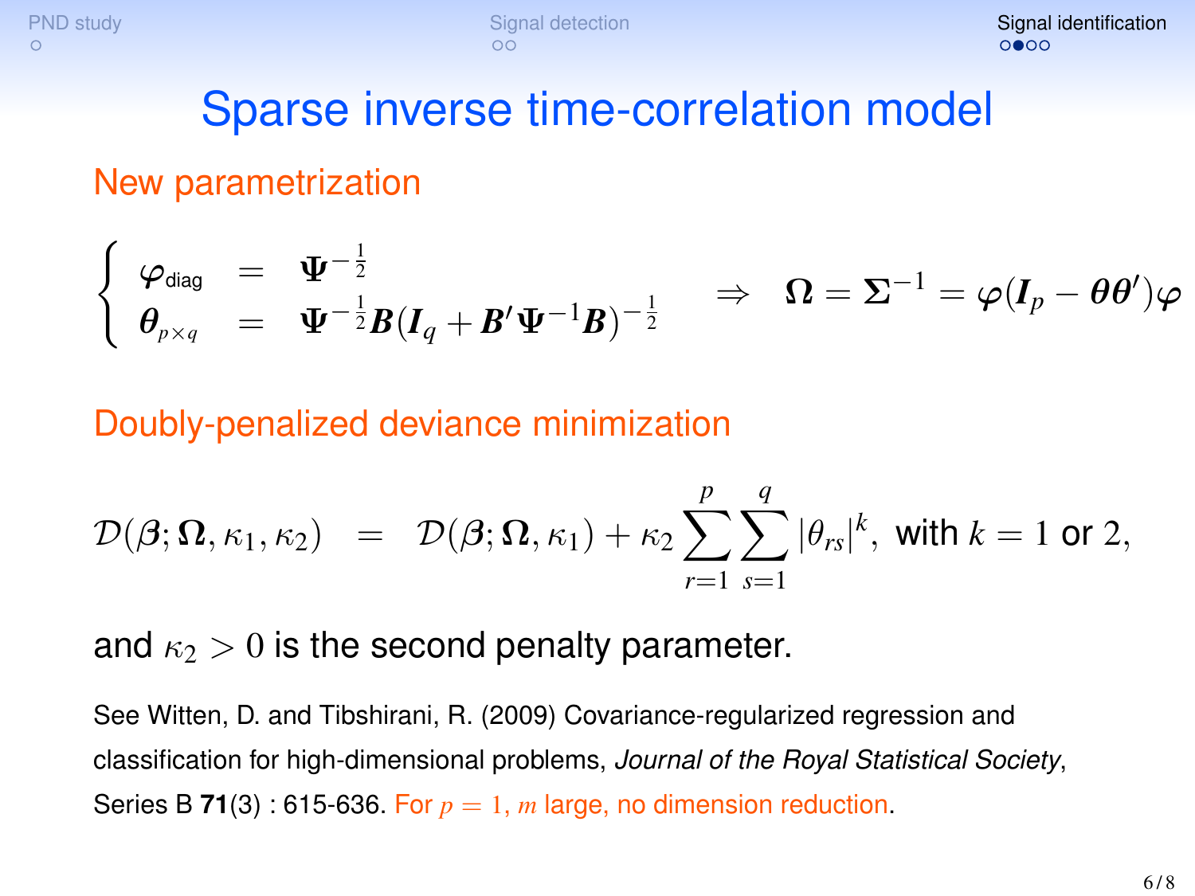# Sparse inverse time-correlation model

## New parametrization

$$
\begin{cases}
\boldsymbol{\varphi}_{\text{diag}} & = \boldsymbol{\Psi}^{-\frac{1}{2}} \\
\boldsymbol{\theta}_{p\times q} & = \boldsymbol{\Psi}^{-\frac{1}{2}}\boldsymbol{B}(\boldsymbol{I}_q + \boldsymbol{B}'\boldsymbol{\Psi}^{-1}\boldsymbol{B})^{-\frac{1}{2}}
\end{cases}
\quad \Rightarrow \quad \boldsymbol{\Omega} = \boldsymbol{\Sigma}^{-1} = \boldsymbol{\varphi}(\boldsymbol{I}_p - \boldsymbol{\theta}\boldsymbol{\theta}')\boldsymbol{\varphi}
$$

## Doubly-penalized deviance minimization

$$
\mathcal{D}(\boldsymbol{\beta}; \boldsymbol{\Omega}, \kappa_1, \kappa_2) \;=\; \mathcal{D}(\boldsymbol{\beta}; \boldsymbol{\Omega}, \kappa_1) + \kappa_2 \sum_{r=1}^{p}\sum_{s=1}^{q} |\theta_{rs}|^k, \text{ with } k = 1 \text{ or } 2,
$$

and $\kappa_2 > 0$ is the second penalty parameter.

See Witten, D. and Tibshirani, R. (2009) Covariance-regularized regression and classification for high-dimensional problems, *Journal of the Royal Statistical Society*, Series B **71**(3) : 615-636. For $p = 1$, $m$ large, no dimension reduction.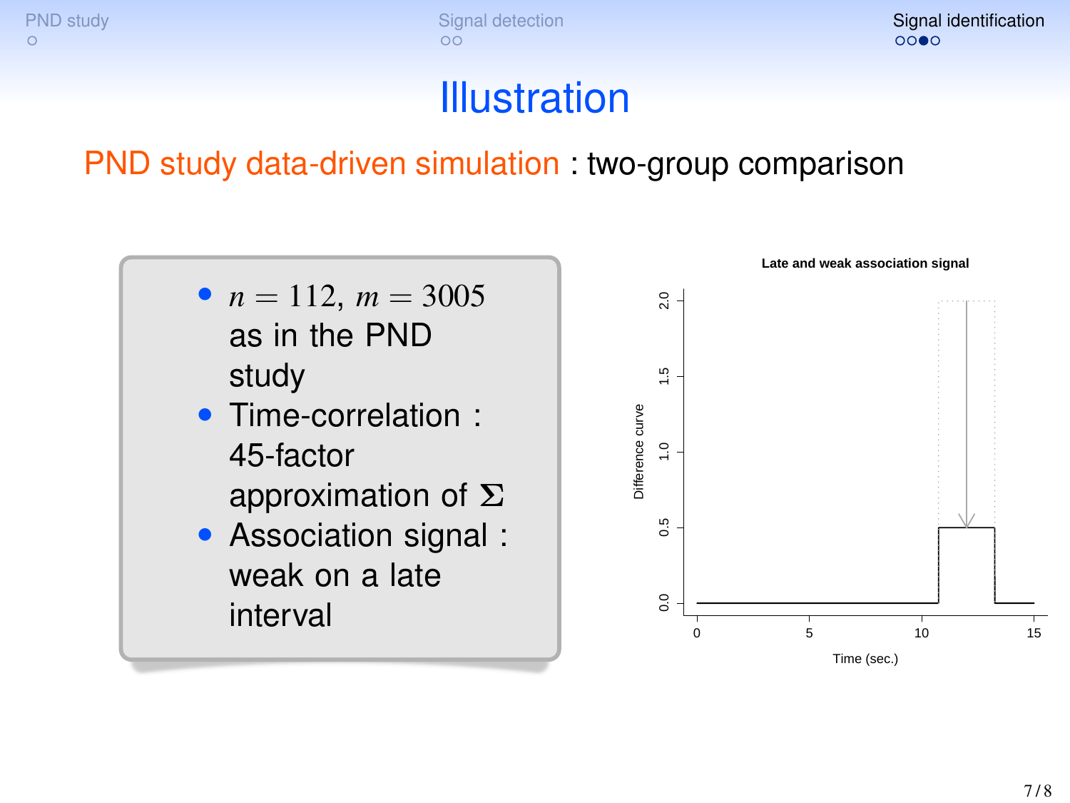# Illustration

PND study data-driven simulation : two-group comparison

- $n = 112$, $m = 3005$ as in the PND study
- Time-correlation : 45-factor approximation of $\boldsymbol{\Sigma}$
- Association signal : weak on a late interval

Late and weak association signal

Difference curve

0.0
0.5
1.0
1.5
2.0

0
5
10
15

Time (sec.)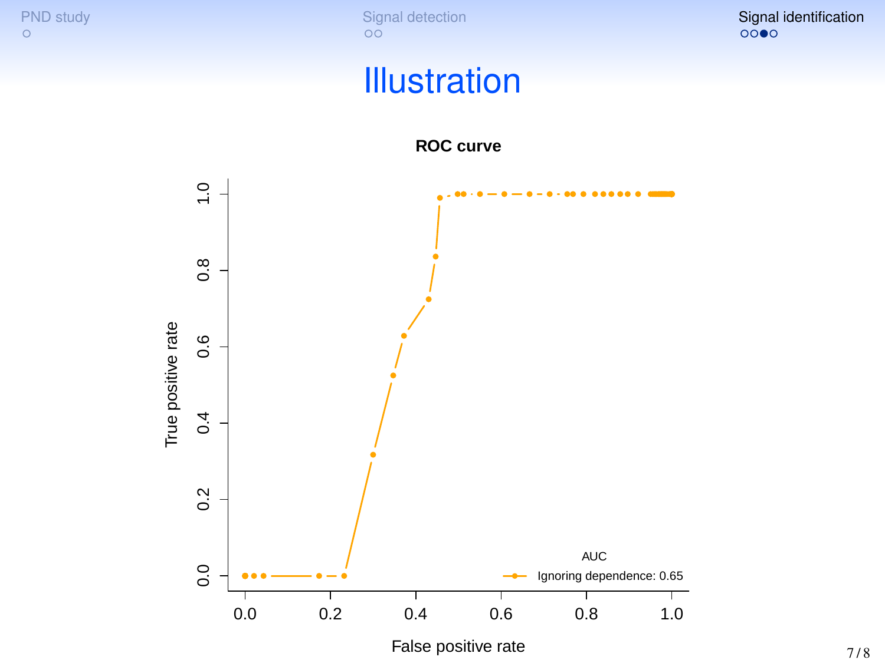# Illustration

ROC curve

True positive rate

0.0
0.2
0.4
0.6
0.8
1.0

False positive rate

0.0
0.2
0.4
0.6
0.8
1.0

AUC

Ignoring dependence: 0.65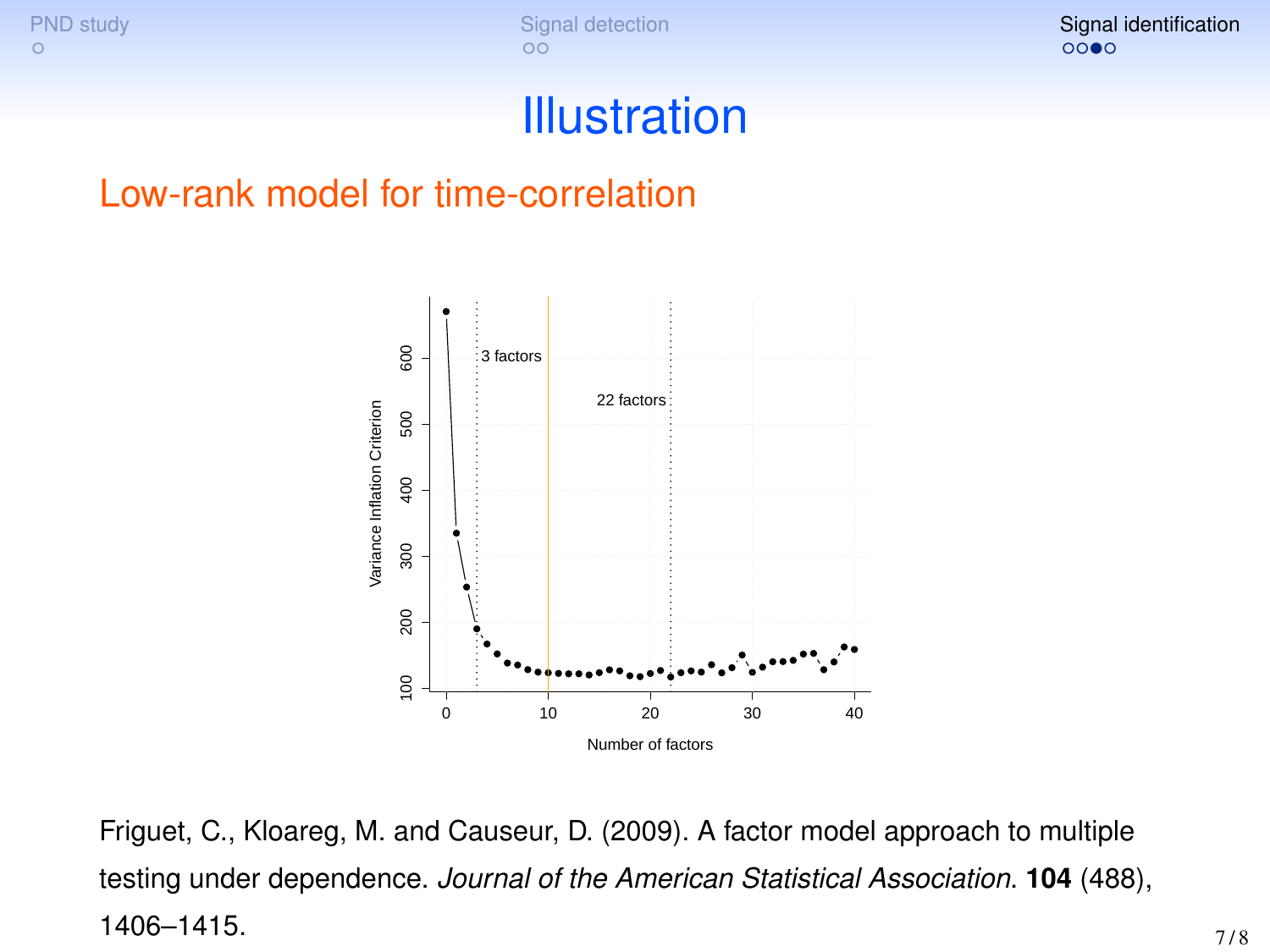# Illustration

## Low-rank model for time-correlation

Friguet, C., Kloareg, M. and Causeur, D. (2009). A factor model approach to multiple testing under dependence. *Journal of the American Statistical Association*. **104** (488), 1406–1415.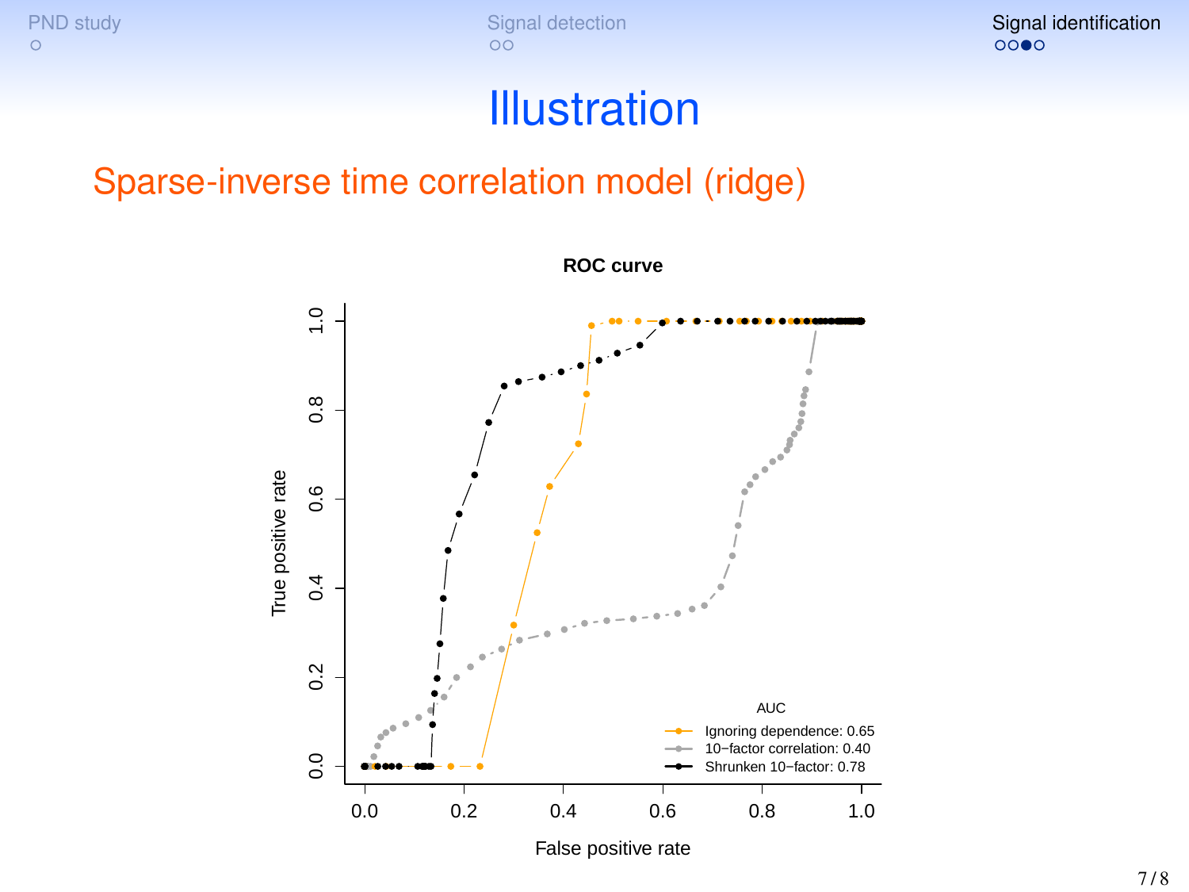# Illustration

## Sparse-inverse time correlation model (ridge)

ROC curve

True positive rate

0.0
0.2
0.4
0.6
0.8
1.0

False positive rate

0.0
0.2
0.4
0.6
0.8
1.0

AUC

Ignoring dependence: 0.65

10−factor correlation: 0.40

Shrunken 10−factor: 0.78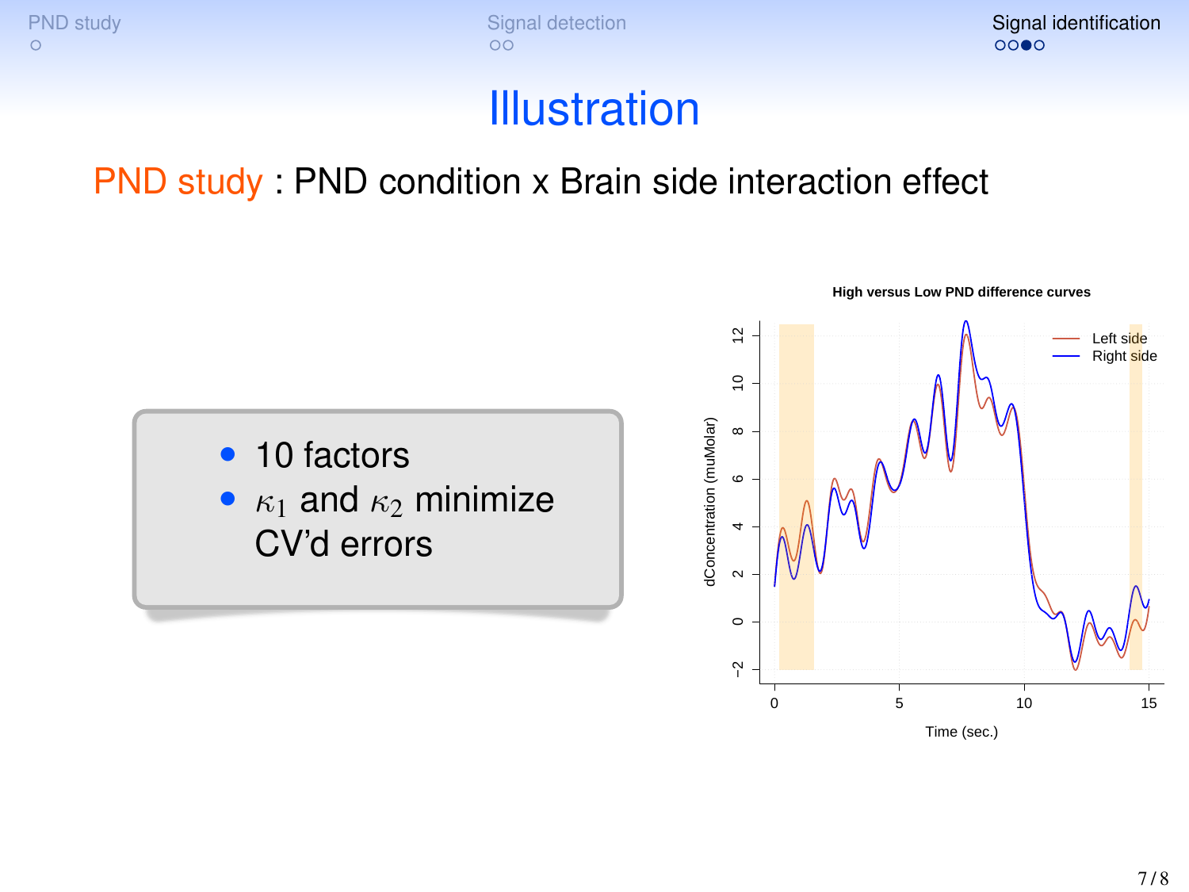# Illustration

PND study : PND condition x Brain side interaction effect

- 10 factors
- $\kappa_1$ and $\kappa_2$ minimize CV'd errors

High versus Low PND difference curves

Left side
Right side

dConcentration (muMolar)

-2
0
2
4
6
8
10
12

0
5
10
15

Time (sec.)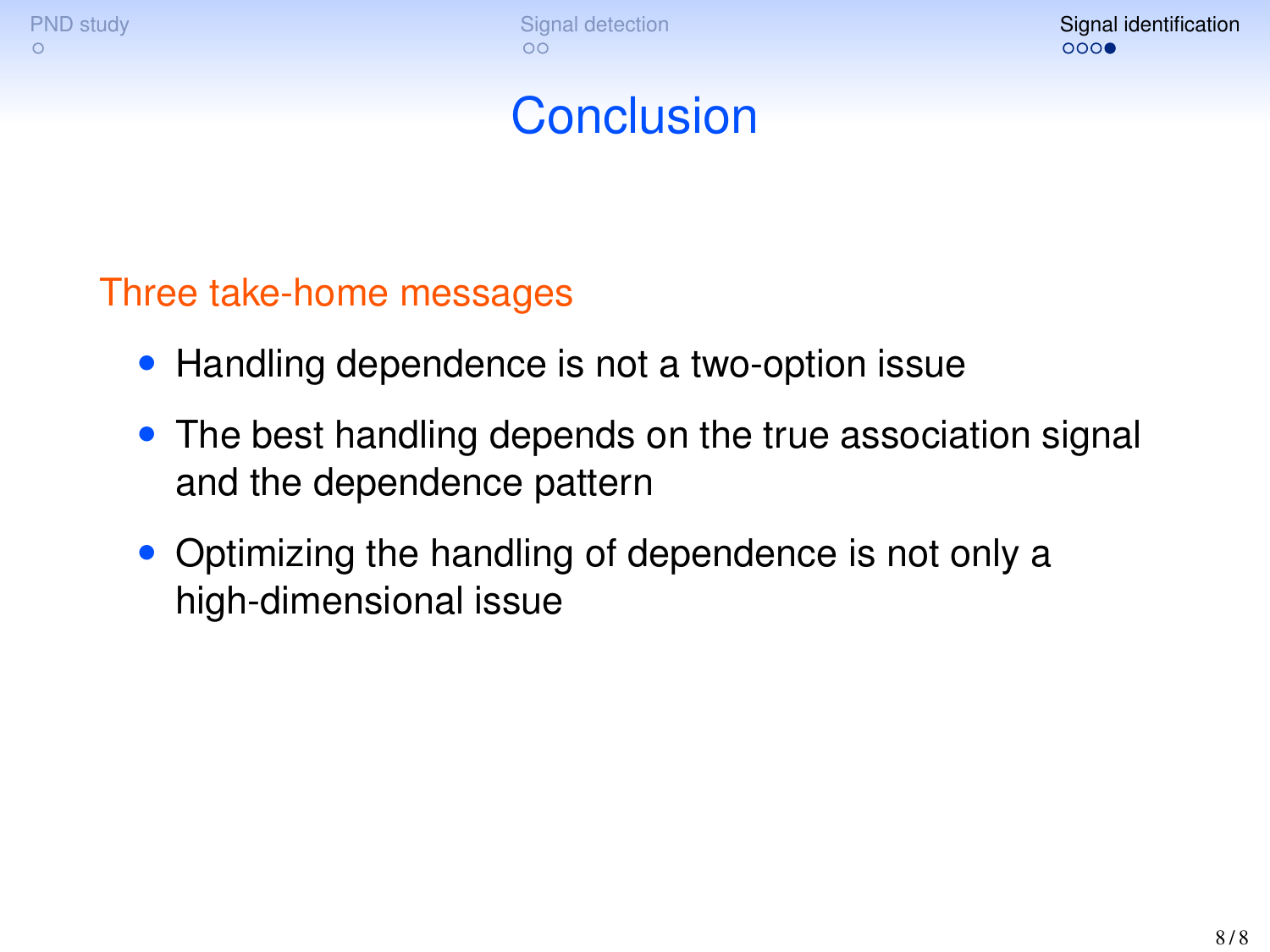# Conclusion

Three take-home messages

- Handling dependence is not a two-option issue
- The best handling depends on the true association signal and the dependence pattern
- Optimizing the handling of dependence is not only a high-dimensional issue